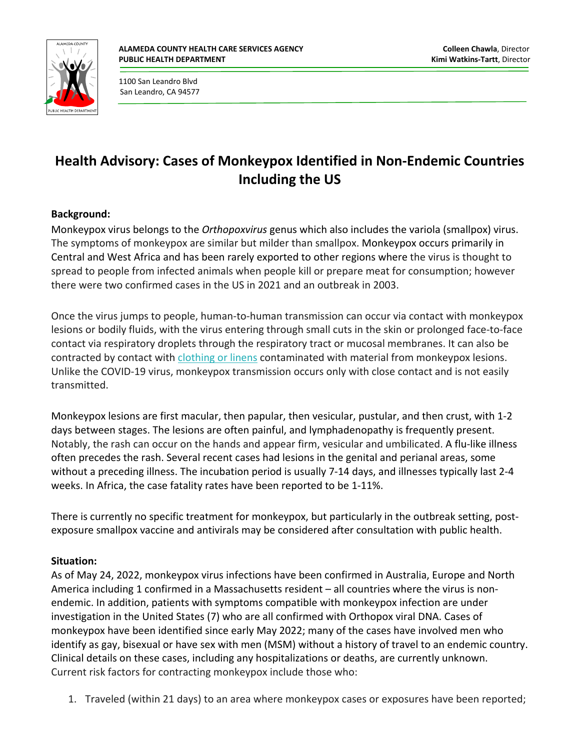**ALAMEDA COUNTY HEALTH CARE SERVICES AGENCY**
**PUBLIC HEALTH DEPARTMENT**

**Colleen Chawla**, Director
**Kimi Watkins-Tartt**, Director

1100 San Leandro Blvd
San Leandro, CA 94577

# Health Advisory: Cases of Monkeypox Identified in Non-Endemic Countries Including the US

**Background:**

Monkeypox virus belongs to the *Orthopoxvirus* genus which also includes the variola (smallpox) virus. The symptoms of monkeypox are similar but milder than smallpox. Monkeypox occurs primarily in Central and West Africa and has been rarely exported to other regions where the virus is thought to spread to people from infected animals when people kill or prepare meat for consumption; however there were two confirmed cases in the US in 2021 and an outbreak in 2003.

Once the virus jumps to people, human-to-human transmission can occur via contact with monkeypox lesions or bodily fluids, with the virus entering through small cuts in the skin or prolonged face-to-face contact via respiratory droplets through the respiratory tract or mucosal membranes. It can also be contracted by contact with clothing or linens contaminated with material from monkeypox lesions. Unlike the COVID-19 virus, monkeypox transmission occurs only with close contact and is not easily transmitted.

Monkeypox lesions are first macular, then papular, then vesicular, pustular, and then crust, with 1-2 days between stages. The lesions are often painful, and lymphadenopathy is frequently present. Notably, the rash can occur on the hands and appear firm, vesicular and umbilicated. A flu-like illness often precedes the rash. Several recent cases had lesions in the genital and perianal areas, some without a preceding illness. The incubation period is usually 7-14 days, and illnesses typically last 2-4 weeks. In Africa, the case fatality rates have been reported to be 1-11%.

There is currently no specific treatment for monkeypox, but particularly in the outbreak setting, post-exposure smallpox vaccine and antivirals may be considered after consultation with public health.

**Situation:**

As of May 24, 2022, monkeypox virus infections have been confirmed in Australia, Europe and North America including 1 confirmed in a Massachusetts resident – all countries where the virus is non-endemic. In addition, patients with symptoms compatible with monkeypox infection are under investigation in the United States (7) who are all confirmed with Orthopox viral DNA. Cases of monkeypox have been identified since early May 2022; many of the cases have involved men who identify as gay, bisexual or have sex with men (MSM) without a history of travel to an endemic country. Clinical details on these cases, including any hospitalizations or deaths, are currently unknown. Current risk factors for contracting monkeypox include those who:

1. Traveled (within 21 days) to an area where monkeypox cases or exposures have been reported;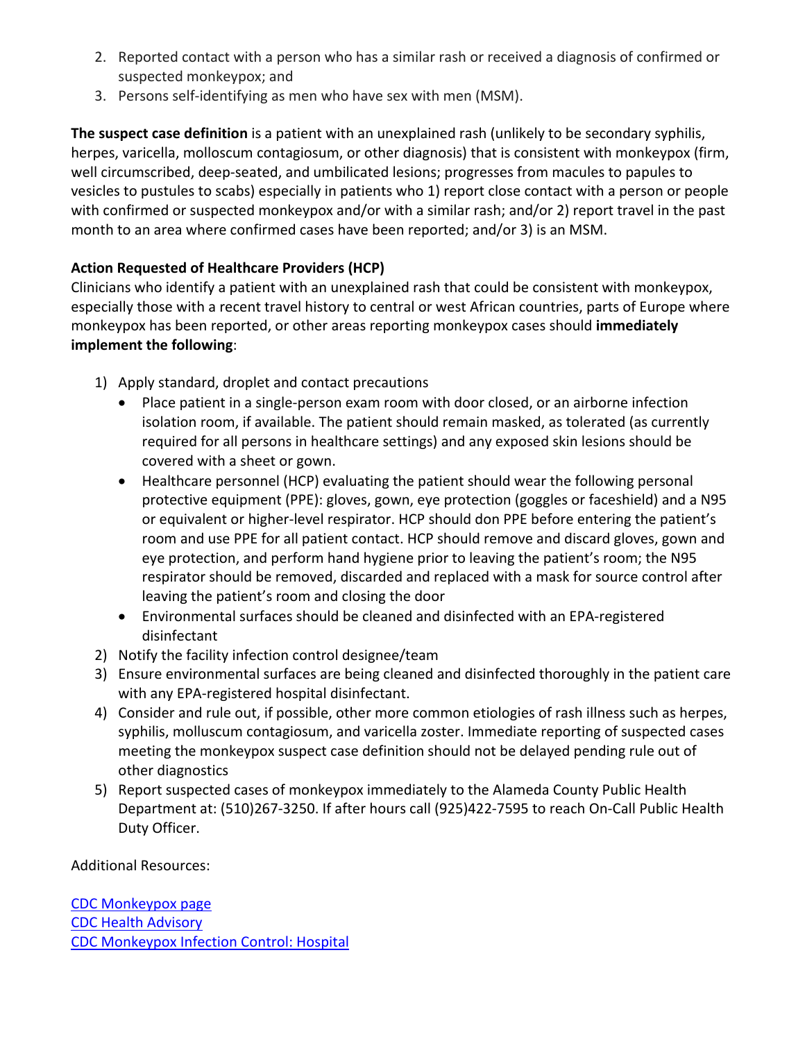2. Reported contact with a person who has a similar rash or received a diagnosis of confirmed or suspected monkeypox; and
3. Persons self-identifying as men who have sex with men (MSM).

**The suspect case definition** is a patient with an unexplained rash (unlikely to be secondary syphilis, herpes, varicella, molloscum contagiosum, or other diagnosis) that is consistent with monkeypox (firm, well circumscribed, deep-seated, and umbilicated lesions; progresses from macules to papules to vesicles to pustules to scabs) especially in patients who 1) report close contact with a person or people with confirmed or suspected monkeypox and/or with a similar rash; and/or 2) report travel in the past month to an area where confirmed cases have been reported; and/or 3) is an MSM.

**Action Requested of Healthcare Providers (HCP)**

Clinicians who identify a patient with an unexplained rash that could be consistent with monkeypox, especially those with a recent travel history to central or west African countries, parts of Europe where monkeypox has been reported, or other areas reporting monkeypox cases should **immediately implement the following**:

1) Apply standard, droplet and contact precautions
   - Place patient in a single-person exam room with door closed, or an airborne infection isolation room, if available. The patient should remain masked, as tolerated (as currently required for all persons in healthcare settings) and any exposed skin lesions should be covered with a sheet or gown.
   - Healthcare personnel (HCP) evaluating the patient should wear the following personal protective equipment (PPE): gloves, gown, eye protection (goggles or faceshield) and a N95 or equivalent or higher-level respirator. HCP should don PPE before entering the patient's room and use PPE for all patient contact. HCP should remove and discard gloves, gown and eye protection, and perform hand hygiene prior to leaving the patient's room; the N95 respirator should be removed, discarded and replaced with a mask for source control after leaving the patient's room and closing the door
   - Environmental surfaces should be cleaned and disinfected with an EPA-registered disinfectant
2) Notify the facility infection control designee/team
3) Ensure environmental surfaces are being cleaned and disinfected thoroughly in the patient care with any EPA-registered hospital disinfectant.
4) Consider and rule out, if possible, other more common etiologies of rash illness such as herpes, syphilis, molluscum contagiosum, and varicella zoster. Immediate reporting of suspected cases meeting the monkeypox suspect case definition should not be delayed pending rule out of other diagnostics
5) Report suspected cases of monkeypox immediately to the Alameda County Public Health Department at: (510)267-3250. If after hours call (925)422-7595 to reach On-Call Public Health Duty Officer.

Additional Resources:

CDC Monkeypox page
CDC Health Advisory
CDC Monkeypox Infection Control: Hospital